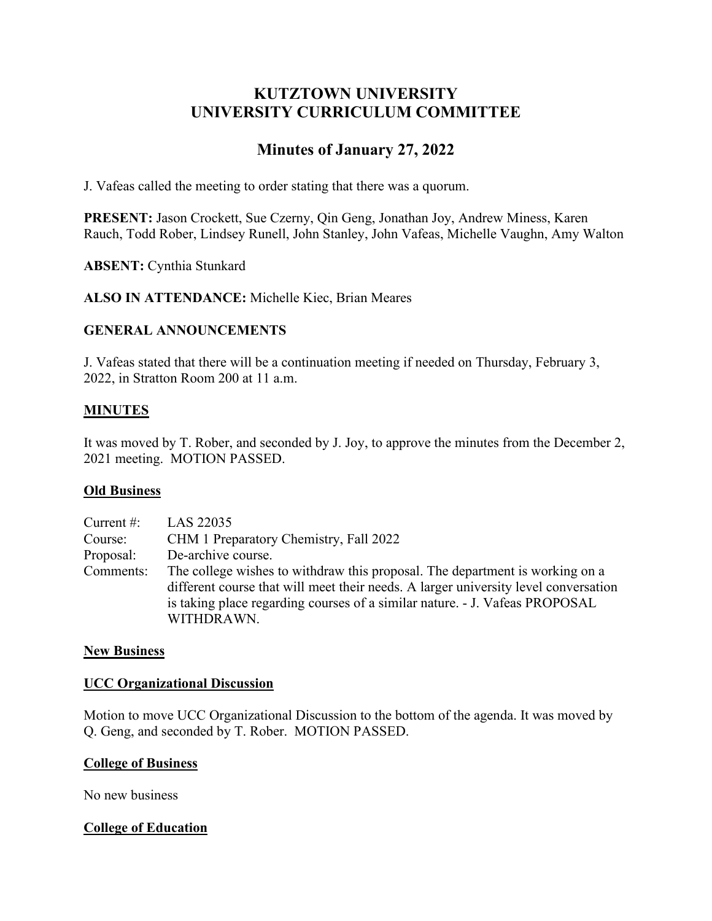# KUTZTOWN UNIVERSITY
# UNIVERSITY CURRICULUM COMMITTEE

## Minutes of January 27, 2022

J. Vafeas called the meeting to order stating that there was a quorum.

**PRESENT:** Jason Crockett, Sue Czerny, Qin Geng, Jonathan Joy, Andrew Miness, Karen Rauch, Todd Rober, Lindsey Runell, John Stanley, John Vafeas, Michelle Vaughn, Amy Walton

**ABSENT:** Cynthia Stunkard

**ALSO IN ATTENDANCE:** Michelle Kiec, Brian Meares

**GENERAL ANNOUNCEMENTS**

J. Vafeas stated that there will be a continuation meeting if needed on Thursday, February 3, 2022, in Stratton Room 200 at 11 a.m.

**MINUTES**

It was moved by T. Rober, and seconded by J. Joy, to approve the minutes from the December 2, 2021 meeting. MOTION PASSED.

**Old Business**

| | |
|---|---|
| Current #: | LAS 22035 |
| Course: | CHM 1 Preparatory Chemistry, Fall 2022 |
| Proposal: | De-archive course. |
| Comments: | The college wishes to withdraw this proposal. The department is working on a different course that will meet their needs. A larger university level conversation is taking place regarding courses of a similar nature. - J. Vafeas PROPOSAL WITHDRAWN. |

**New Business**

**UCC Organizational Discussion**

Motion to move UCC Organizational Discussion to the bottom of the agenda. It was moved by Q. Geng, and seconded by T. Rober. MOTION PASSED.

**College of Business**

No new business

**College of Education**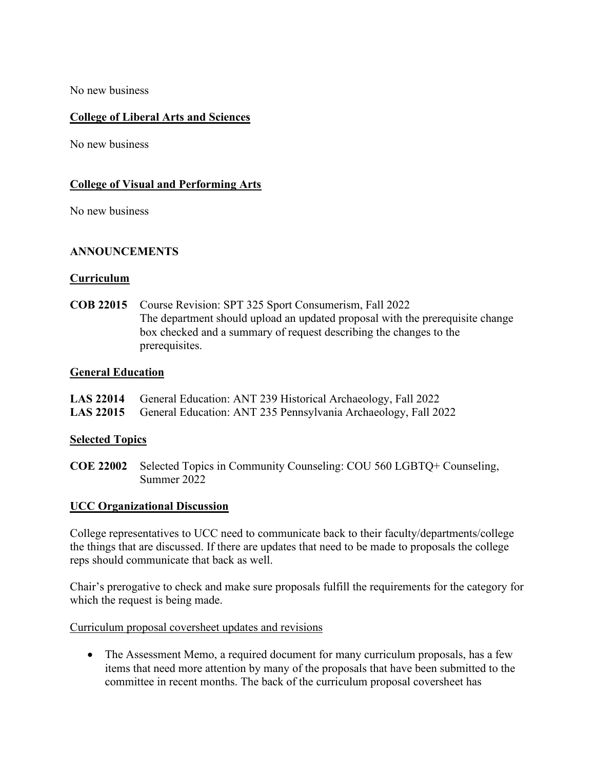No new business

**College of Liberal Arts and Sciences**

No new business

**College of Visual and Performing Arts**

No new business

**ANNOUNCEMENTS**

**Curriculum**

**COB 22015** Course Revision: SPT 325 Sport Consumerism, Fall 2022
The department should upload an updated proposal with the prerequisite change box checked and a summary of request describing the changes to the prerequisites.

**General Education**

**LAS 22014** General Education: ANT 239 Historical Archaeology, Fall 2022
**LAS 22015** General Education: ANT 235 Pennsylvania Archaeology, Fall 2022

**Selected Topics**

**COE 22002** Selected Topics in Community Counseling: COU 560 LGBTQ+ Counseling, Summer 2022

**UCC Organizational Discussion**

College representatives to UCC need to communicate back to their faculty/departments/college the things that are discussed. If there are updates that need to be made to proposals the college reps should communicate that back as well.

Chair's prerogative to check and make sure proposals fulfill the requirements for the category for which the request is being made.

Curriculum proposal coversheet updates and revisions

- The Assessment Memo, a required document for many curriculum proposals, has a few items that need more attention by many of the proposals that have been submitted to the committee in recent months. The back of the curriculum proposal coversheet has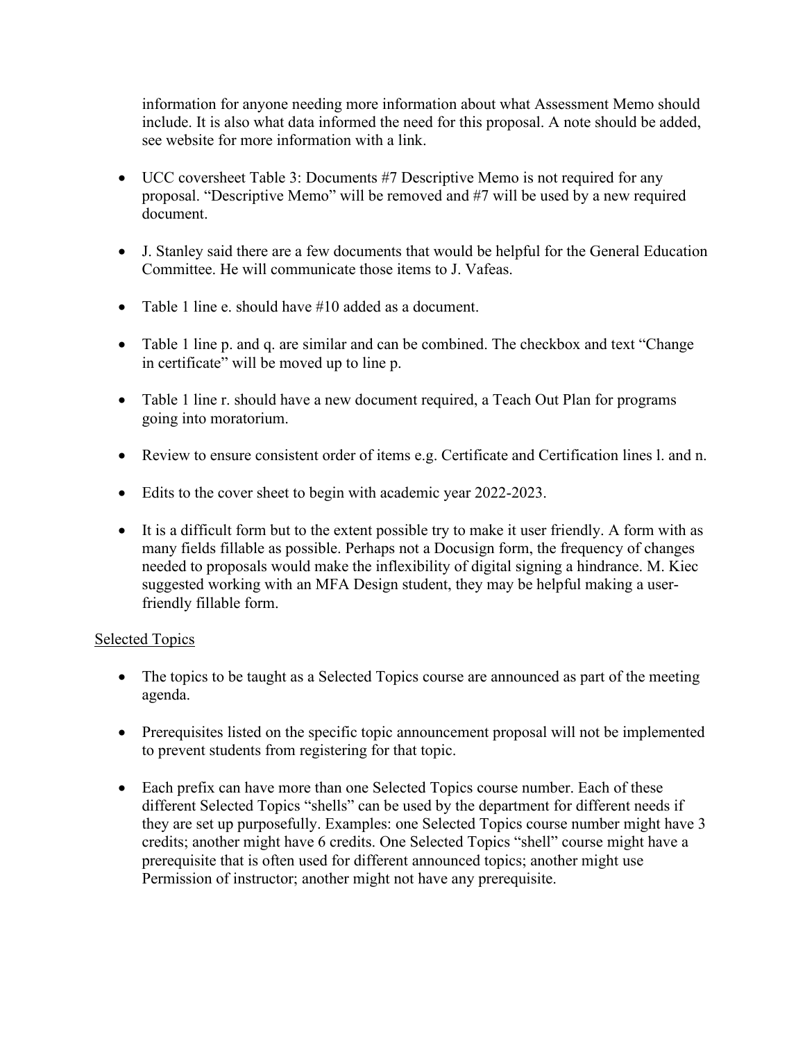information for anyone needing more information about what Assessment Memo should include. It is also what data informed the need for this proposal. A note should be added, see website for more information with a link.

- UCC coversheet Table 3: Documents #7 Descriptive Memo is not required for any proposal. "Descriptive Memo" will be removed and #7 will be used by a new required document.

- J. Stanley said there are a few documents that would be helpful for the General Education Committee. He will communicate those items to J. Vafeas.

- Table 1 line e. should have #10 added as a document.

- Table 1 line p. and q. are similar and can be combined. The checkbox and text "Change in certificate" will be moved up to line p.

- Table 1 line r. should have a new document required, a Teach Out Plan for programs going into moratorium.

- Review to ensure consistent order of items e.g. Certificate and Certification lines l. and n.

- Edits to the cover sheet to begin with academic year 2022-2023.

- It is a difficult form but to the extent possible try to make it user friendly. A form with as many fields fillable as possible. Perhaps not a Docusign form, the frequency of changes needed to proposals would make the inflexibility of digital signing a hindrance. M. Kiec suggested working with an MFA Design student, they may be helpful making a user-friendly fillable form.

Selected Topics

- The topics to be taught as a Selected Topics course are announced as part of the meeting agenda.

- Prerequisites listed on the specific topic announcement proposal will not be implemented to prevent students from registering for that topic.

- Each prefix can have more than one Selected Topics course number. Each of these different Selected Topics "shells" can be used by the department for different needs if they are set up purposefully. Examples: one Selected Topics course number might have 3 credits; another might have 6 credits. One Selected Topics "shell" course might have a prerequisite that is often used for different announced topics; another might use Permission of instructor; another might not have any prerequisite.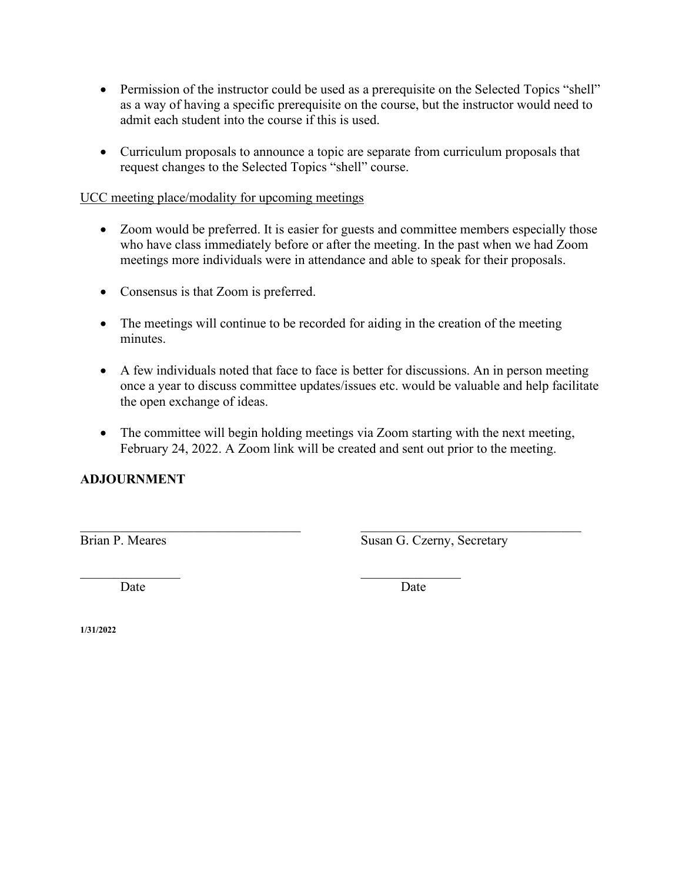- Permission of the instructor could be used as a prerequisite on the Selected Topics "shell" as a way of having a specific prerequisite on the course, but the instructor would need to admit each student into the course if this is used.

- Curriculum proposals to announce a topic are separate from curriculum proposals that request changes to the Selected Topics "shell" course.

<u>UCC meeting place/modality for upcoming meetings</u>

- Zoom would be preferred. It is easier for guests and committee members especially those who have class immediately before or after the meeting. In the past when we had Zoom meetings more individuals were in attendance and able to speak for their proposals.

- Consensus is that Zoom is preferred.

- The meetings will continue to be recorded for aiding in the creation of the meeting minutes.

- A few individuals noted that face to face is better for discussions. An in person meeting once a year to discuss committee updates/issues etc. would be valuable and help facilitate the open exchange of ideas.

- The committee will begin holding meetings via Zoom starting with the next meeting, February 24, 2022. A Zoom link will be created and sent out prior to the meeting.

**ADJOURNMENT**

| | |
|---|---|
| \_\_\_\_\_\_\_\_\_\_\_\_\_\_\_\_\_\_\_\_\_\_\_\_\_\_\_\_\_\_\_\_\_\_ | \_\_\_\_\_\_\_\_\_\_\_\_\_\_\_\_\_\_\_\_\_\_\_\_\_\_\_\_\_\_\_\_\_\_ |
| Brian P. Meares | Susan G. Czerny, Secretary |
| \_\_\_\_\_\_\_\_\_\_\_\_\_\_\_ | \_\_\_\_\_\_\_\_\_\_\_\_\_\_\_ |
| Date | Date |

**1/31/2022**